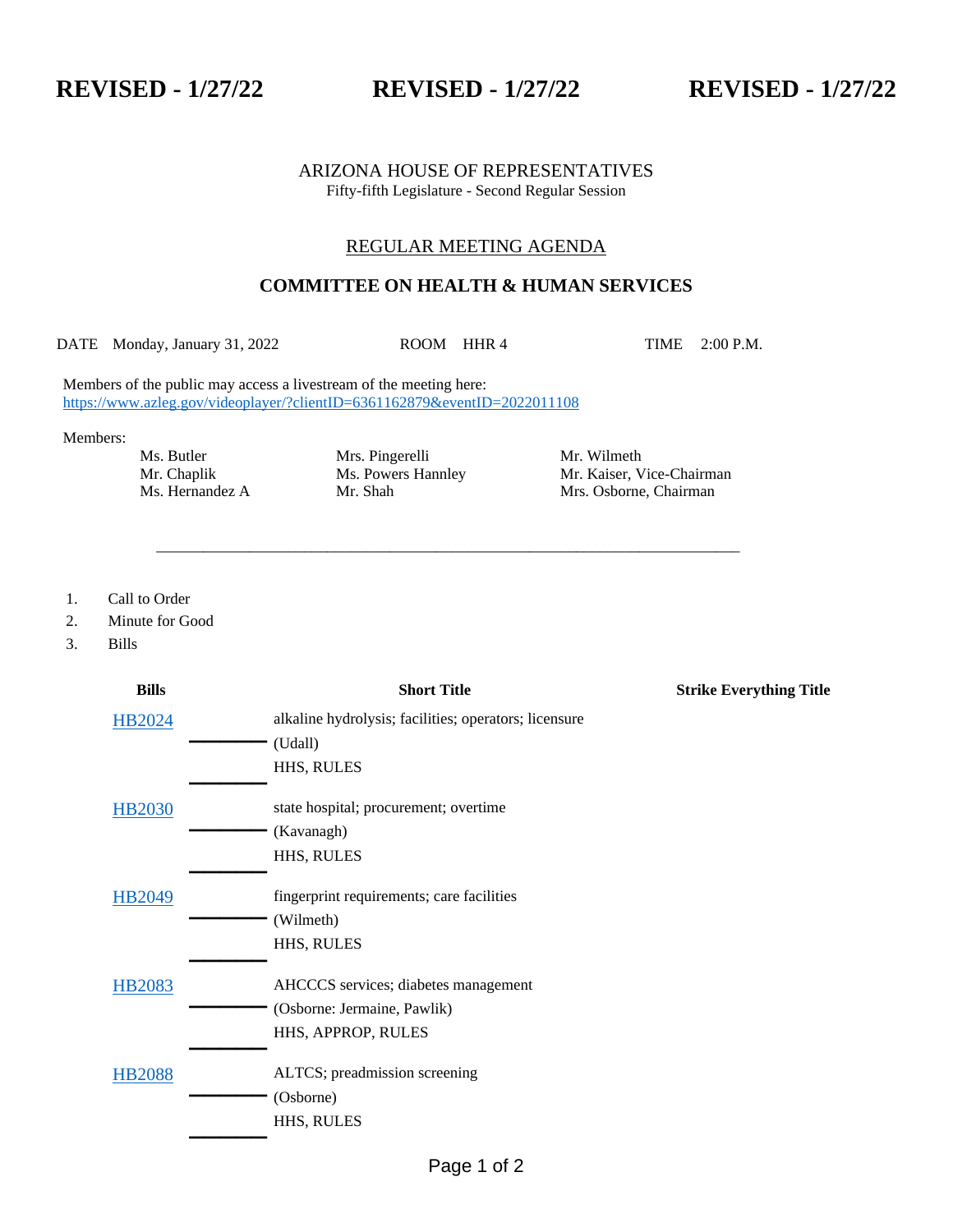**REVISED - 1/27/22 REVISED - 1/27/22 REVISED - 1/27/22**

ARIZONA HOUSE OF REPRESENTATIVES
Fifty-fifth Legislature - Second Regular Session

## REGULAR MEETING AGENDA

## COMMITTEE ON HEALTH & HUMAN SERVICES

DATE Monday, January 31, 2022 ROOM HHR 4 TIME 2:00 P.M.

Members of the public may access a livestream of the meeting here:
https://www.azleg.gov/videoplayer/?clientID=6361162879&eventID=2022011108

Members:

| | | |
|---|---|---|
| Ms. Butler | Mrs. Pingerelli | Mr. Wilmeth |
| Mr. Chaplik | Ms. Powers Hannley | Mr. Kaiser, Vice-Chairman |
| Ms. Hernandez A | Mr. Shah | Mrs. Osborne, Chairman |

---

1. Call to Order
2. Minute for Good
3. Bills

| Bills | Short Title | Strike Everything Title |
|---|---|---|
| HB2024 | alkaline hydrolysis; facilities; operators; licensure<br>(Udall)<br>HHS, RULES | |
| HB2030 | state hospital; procurement; overtime<br>(Kavanagh)<br>HHS, RULES | |
| HB2049 | fingerprint requirements; care facilities<br>(Wilmeth)<br>HHS, RULES | |
| HB2083 | AHCCCS services; diabetes management<br>(Osborne: Jermaine, Pawlik)<br>HHS, APPROP, RULES | |
| HB2088 | ALTCS; preadmission screening<br>(Osborne)<br>HHS, RULES | |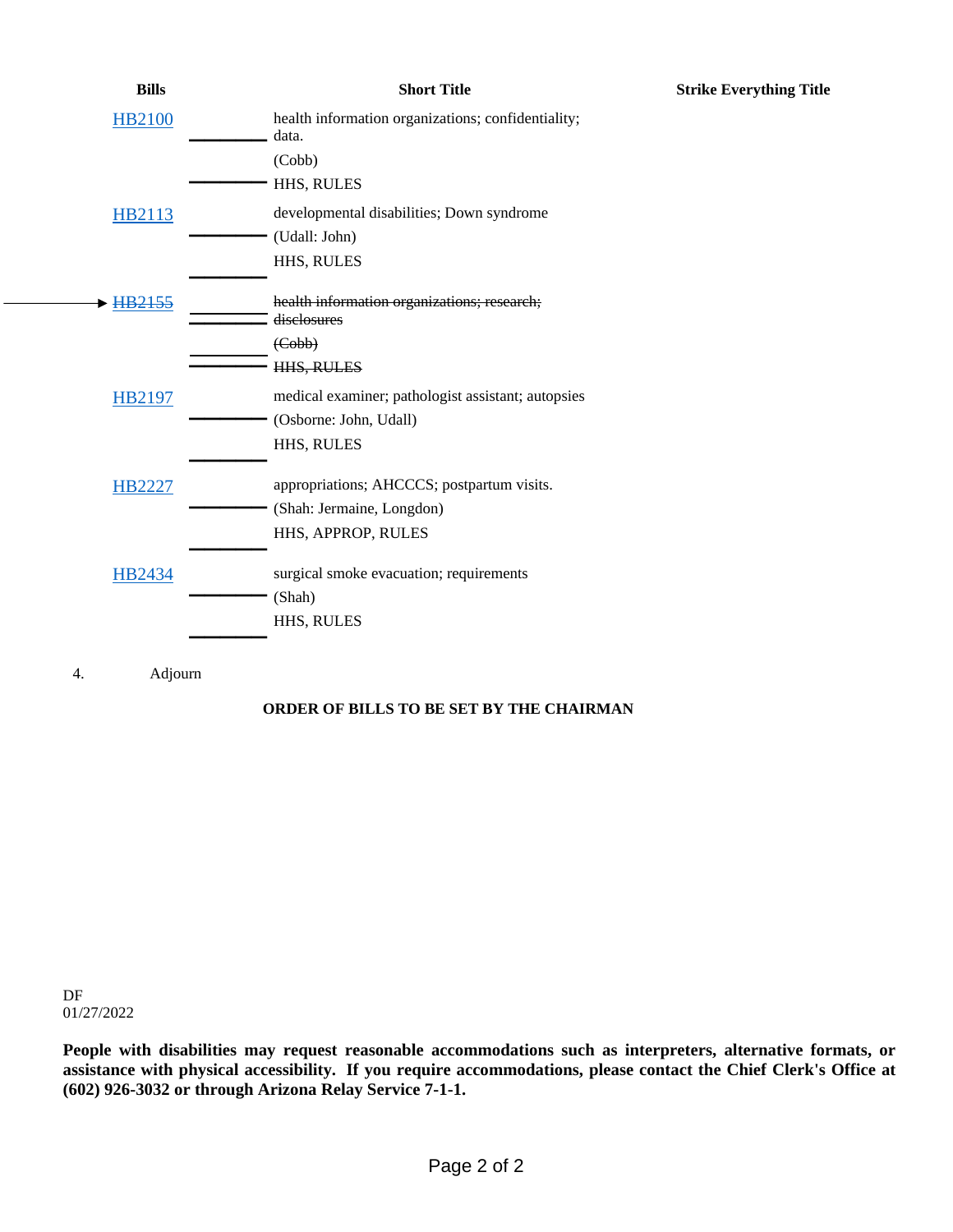| Bills | | Short Title | Strike Everything Title |
|---|---|---|---|
| HB2100 | | health information organizations; confidentiality; data.<br>(Cobb)<br>HHS, RULES | |
| HB2113 | | developmental disabilities; Down syndrome<br>(Udall: John)<br>HHS, RULES | |
| ~~HB2155~~ | | ~~health information organizations; research; disclosures~~<br>~~(Cobb)~~<br>~~HHS, RULES~~ | |
| HB2197 | | medical examiner; pathologist assistant; autopsies<br>(Osborne: John, Udall)<br>HHS, RULES | |
| HB2227 | | appropriations; AHCCCS; postpartum visits.<br>(Shah: Jermaine, Longdon)<br>HHS, APPROP, RULES | |
| HB2434 | | surgical smoke evacuation; requirements<br>(Shah)<br>HHS, RULES | |

4. Adjourn

**ORDER OF BILLS TO BE SET BY THE CHAIRMAN**

DF
01/27/2022

**People with disabilities may request reasonable accommodations such as interpreters, alternative formats, or assistance with physical accessibility. If you require accommodations, please contact the Chief Clerk's Office at (602) 926-3032 or through Arizona Relay Service 7-1-1.**